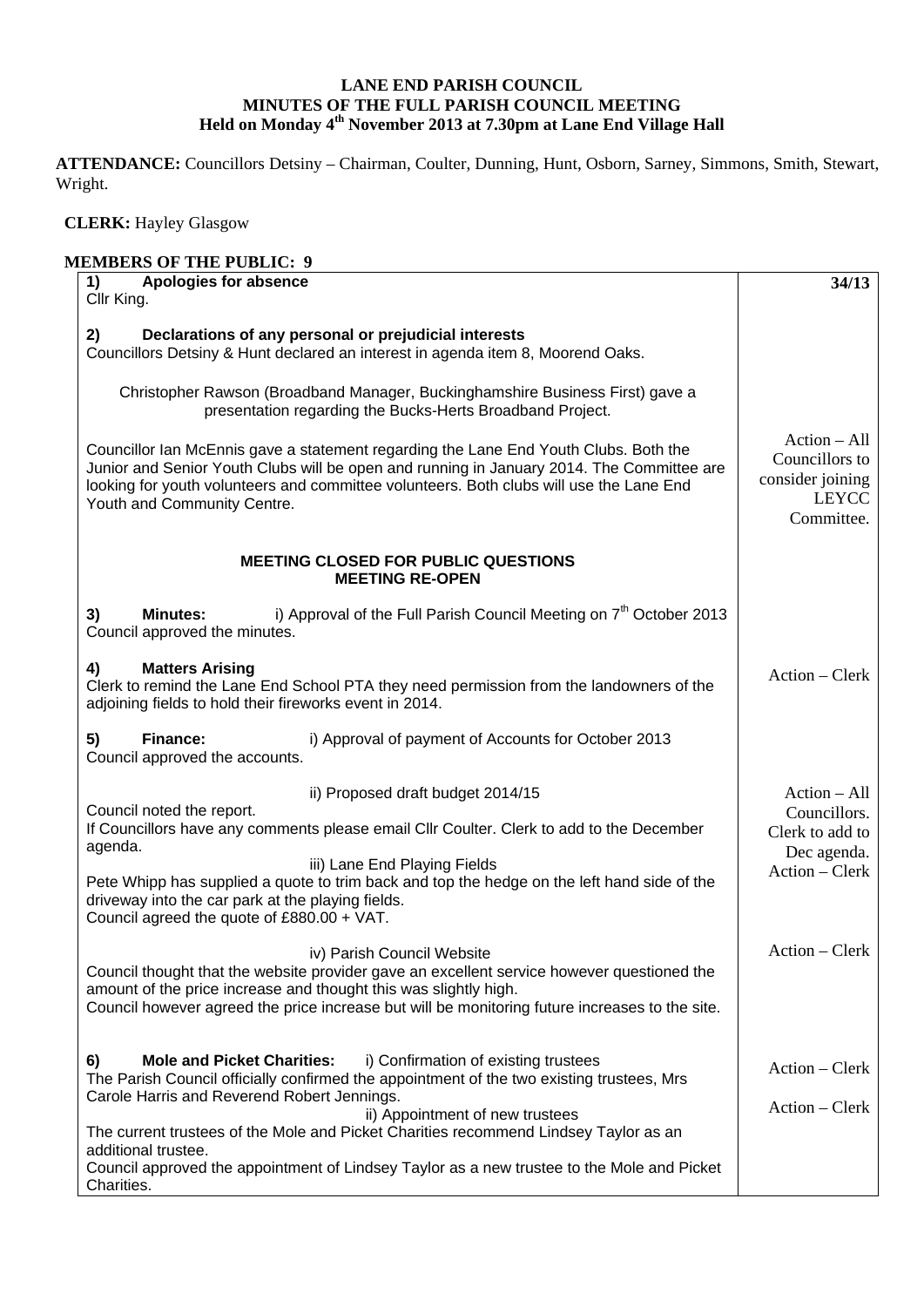# LANE END PARISH COUNCIL
## MINUTES OF THE FULL PARISH COUNCIL MEETING
### Held on Monday 4th November 2013 at 7.30pm at Lane End Village Hall

**ATTENDANCE:** Councillors Detsiny – Chairman, Coulter, Dunning, Hunt, Osborn, Sarney, Simmons, Smith, Stewart, Wright.

**CLERK:** Hayley Glasgow

**MEMBERS OF THE PUBLIC: 9**

| | **34/13** |
|---|---|
| **1) Apologies for absence**<br>Cllr King. | |
| **2) Declarations of any personal or prejudicial interests**<br>Councillors Detsiny & Hunt declared an interest in agenda item 8, Moorend Oaks. | |
| Christopher Rawson (Broadband Manager, Buckinghamshire Business First) gave a presentation regarding the Bucks-Herts Broadband Project. | |
| Councillor Ian McEnnis gave a statement regarding the Lane End Youth Clubs. Both the Junior and Senior Youth Clubs will be open and running in January 2014. The Committee are looking for youth volunteers and committee volunteers. Both clubs will use the Lane End Youth and Community Centre. | Action – All Councillors to consider joining LEYCC Committee. |
| **MEETING CLOSED FOR PUBLIC QUESTIONS**<br>**MEETING RE-OPEN** | |
| **3) Minutes:** i) Approval of the Full Parish Council Meeting on 7th October 2013<br>Council approved the minutes. | |
| **4) Matters Arising**<br>Clerk to remind the Lane End School PTA they need permission from the landowners of the adjoining fields to hold their fireworks event in 2014. | Action – Clerk |
| **5) Finance:** i) Approval of payment of Accounts for October 2013<br>Council approved the accounts. | |
| ii) Proposed draft budget 2014/15<br>Council noted the report.<br>If Councillors have any comments please email Cllr Coulter. Clerk to add to the December agenda. | Action – All Councillors. Clerk to add to Dec agenda. |
| iii) Lane End Playing Fields<br>Pete Whipp has supplied a quote to trim back and top the hedge on the left hand side of the driveway into the car park at the playing fields.<br>Council agreed the quote of £880.00 + VAT. | Action – Clerk |
| iv) Parish Council Website<br>Council thought that the website provider gave an excellent service however questioned the amount of the price increase and thought this was slightly high.<br>Council however agreed the price increase but will be monitoring future increases to the site. | Action – Clerk |
| **6) Mole and Picket Charities:** i) Confirmation of existing trustees<br>The Parish Council officially confirmed the appointment of the two existing trustees, Mrs Carole Harris and Reverend Robert Jennings. | Action – Clerk |
| ii) Appointment of new trustees<br>The current trustees of the Mole and Picket Charities recommend Lindsey Taylor as an additional trustee.<br>Council approved the appointment of Lindsey Taylor as a new trustee to the Mole and Picket Charities. | Action – Clerk |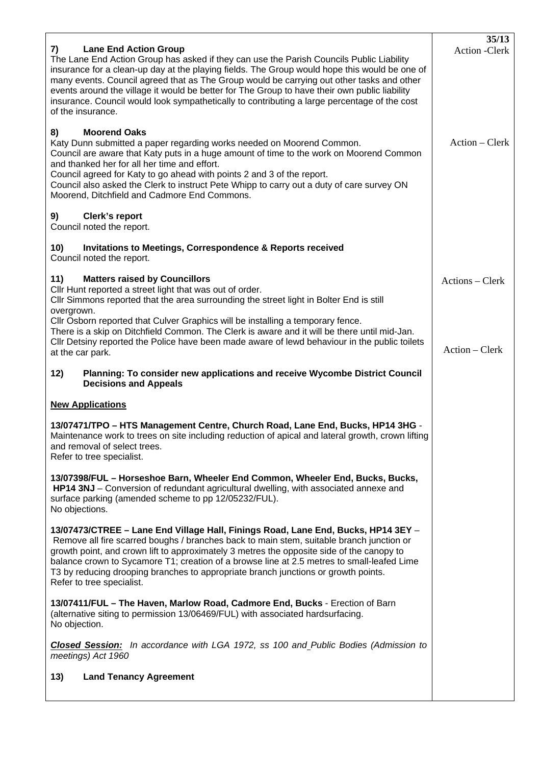35/13

## 7) Lane End Action Group

Action -Clerk

The Lane End Action Group has asked if they can use the Parish Councils Public Liability insurance for a clean-up day at the playing fields. The Group would hope this would be one of many events. Council agreed that as The Group would be carrying out other tasks and other events around the village it would be better for The Group to have their own public liability insurance. Council would look sympathetically to contributing a large percentage of the cost of the insurance.

## 8) Moorend Oaks

Action – Clerk

Katy Dunn submitted a paper regarding works needed on Moorend Common.
Council are aware that Katy puts in a huge amount of time to the work on Moorend Common and thanked her for all her time and effort.
Council agreed for Katy to go ahead with points 2 and 3 of the report.
Council also asked the Clerk to instruct Pete Whipp to carry out a duty of care survey ON Moorend, Ditchfield and Cadmore End Commons.

## 9) Clerk's report

Council noted the report.

## 10) Invitations to Meetings, Correspondence & Reports received

Council noted the report.

## 11) Matters raised by Councillors

Actions – Clerk

Cllr Hunt reported a street light that was out of order.
Cllr Simmons reported that the area surrounding the street light in Bolter End is still overgrown.
Cllr Osborn reported that Culver Graphics will be installing a temporary fence.
There is a skip on Ditchfield Common. The Clerk is aware and it will be there until mid-Jan.
Cllr Detsiny reported the Police have been made aware of lewd behaviour in the public toilets at the car park.

Action – Clerk

## 12) Planning: To consider new applications and receive Wycombe District Council Decisions and Appeals

**New Applications**

**13/07471/TPO – HTS Management Centre, Church Road, Lane End, Bucks, HP14 3HG** - Maintenance work to trees on site including reduction of apical and lateral growth, crown lifting and removal of select trees.
Refer to tree specialist.

**13/07398/FUL – Horseshoe Barn, Wheeler End Common, Wheeler End, Bucks, Bucks, HP14 3NJ** – Conversion of redundant agricultural dwelling, with associated annexe and surface parking (amended scheme to pp 12/05232/FUL).
No objections.

**13/07473/CTREE – Lane End Village Hall, Finings Road, Lane End, Bucks, HP14 3EY** – Remove all fire scarred boughs / branches back to main stem, suitable branch junction or growth point, and crown lift to approximately 3 metres the opposite side of the canopy to balance crown to Sycamore T1; creation of a browse line at 2.5 metres to small-leafed Lime T3 by reducing drooping branches to appropriate branch junctions or growth points.
Refer to tree specialist.

**13/07411/FUL – The Haven, Marlow Road, Cadmore End, Bucks** - Erection of Barn (alternative siting to permission 13/06469/FUL) with associated hardsurfacing.
No objection.

***Closed Session:*** *In accordance with LGA 1972, ss 100 and Public Bodies (Admission to meetings) Act 1960*

## 13) Land Tenancy Agreement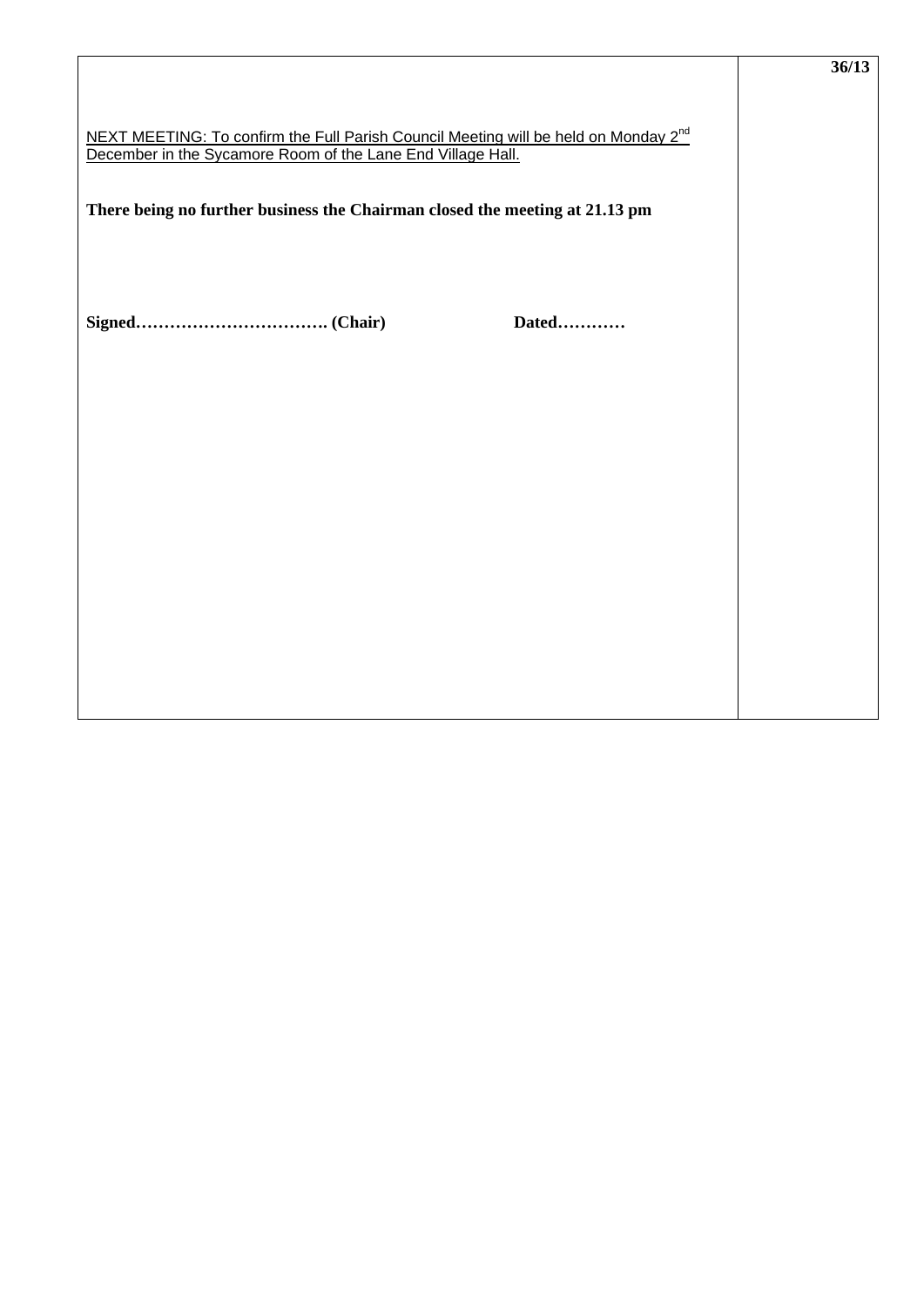NEXT MEETING: To confirm the Full Parish Council Meeting will be held on Monday 2nd December in the Sycamore Room of the Lane End Village Hall.

**There being no further business the Chairman closed the meeting at 21.13 pm**

**Signed……………………………. (Chair)          Dated…………**